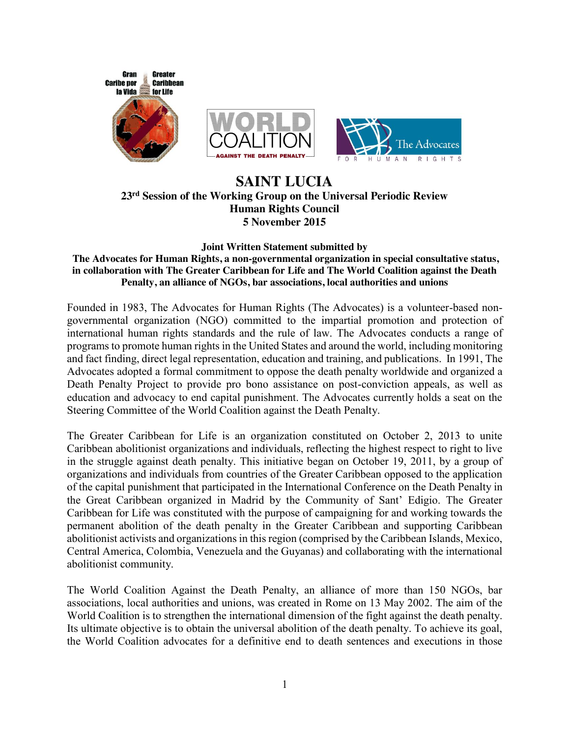# SAINT LUCIA

## 23rd Session of the Working Group on the Universal Periodic Review
## Human Rights Council
## 5 November 2015

**Joint Written Statement submitted by**
**The Advocates for Human Rights, a non-governmental organization in special consultative status, in collaboration with The Greater Caribbean for Life and The World Coalition against the Death Penalty, an alliance of NGOs, bar associations, local authorities and unions**

Founded in 1983, The Advocates for Human Rights (The Advocates) is a volunteer-based non-governmental organization (NGO) committed to the impartial promotion and protection of international human rights standards and the rule of law. The Advocates conducts a range of programs to promote human rights in the United States and around the world, including monitoring and fact finding, direct legal representation, education and training, and publications. In 1991, The Advocates adopted a formal commitment to oppose the death penalty worldwide and organized a Death Penalty Project to provide pro bono assistance on post-conviction appeals, as well as education and advocacy to end capital punishment. The Advocates currently holds a seat on the Steering Committee of the World Coalition against the Death Penalty.

The Greater Caribbean for Life is an organization constituted on October 2, 2013 to unite Caribbean abolitionist organizations and individuals, reflecting the highest respect to right to live in the struggle against death penalty. This initiative began on October 19, 2011, by a group of organizations and individuals from countries of the Greater Caribbean opposed to the application of the capital punishment that participated in the International Conference on the Death Penalty in the Great Caribbean organized in Madrid by the Community of Sant' Edigio. The Greater Caribbean for Life was constituted with the purpose of campaigning for and working towards the permanent abolition of the death penalty in the Greater Caribbean and supporting Caribbean abolitionist activists and organizations in this region (comprised by the Caribbean Islands, Mexico, Central America, Colombia, Venezuela and the Guyanas) and collaborating with the international abolitionist community.

The World Coalition Against the Death Penalty, an alliance of more than 150 NGOs, bar associations, local authorities and unions, was created in Rome on 13 May 2002. The aim of the World Coalition is to strengthen the international dimension of the fight against the death penalty. Its ultimate objective is to obtain the universal abolition of the death penalty. To achieve its goal, the World Coalition advocates for a definitive end to death sentences and executions in those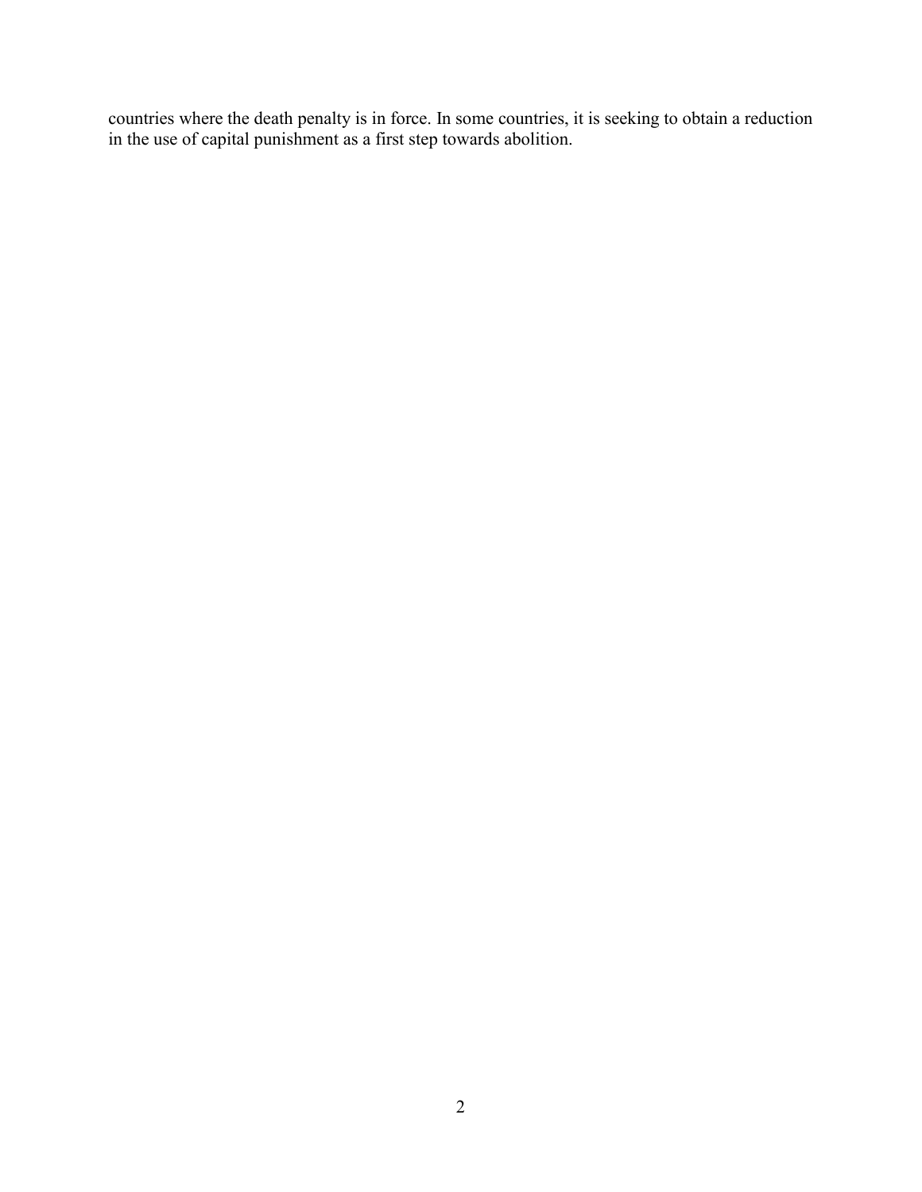countries where the death penalty is in force. In some countries, it is seeking to obtain a reduction in the use of capital punishment as a first step towards abolition.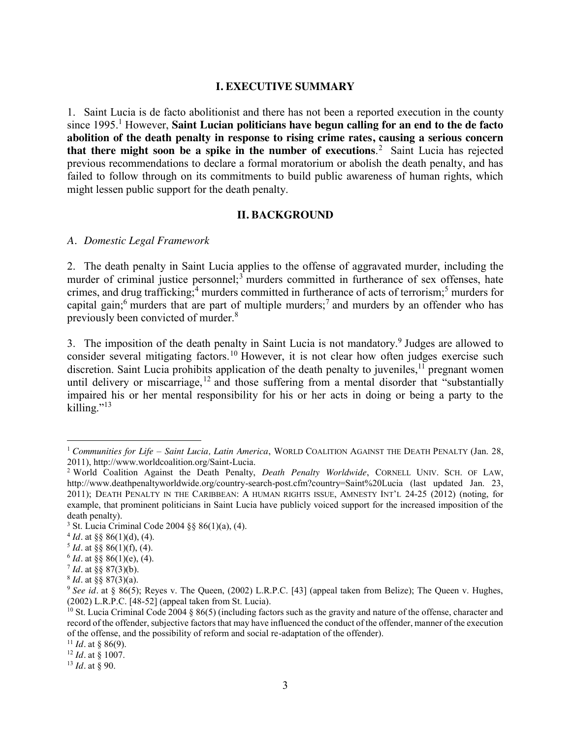## I. EXECUTIVE SUMMARY

1. Saint Lucia is de facto abolitionist and there has not been a reported execution in the county since 1995.[1] However, **Saint Lucian politicians have begun calling for an end to the de facto abolition of the death penalty in response to rising crime rates, causing a serious concern that there might soon be a spike in the number of executions**.[2] Saint Lucia has rejected previous recommendations to declare a formal moratorium or abolish the death penalty, and has failed to follow through on its commitments to build public awareness of human rights, which might lessen public support for the death penalty.

## II. BACKGROUND

### *A. Domestic Legal Framework*

2. The death penalty in Saint Lucia applies to the offense of aggravated murder, including the murder of criminal justice personnel;[3] murders committed in furtherance of sex offenses, hate crimes, and drug trafficking;[4] murders committed in furtherance of acts of terrorism;[5] murders for capital gain;[6] murders that are part of multiple murders;[7] and murders by an offender who has previously been convicted of murder.[8]

3. The imposition of the death penalty in Saint Lucia is not mandatory.[9] Judges are allowed to consider several mitigating factors.[10] However, it is not clear how often judges exercise such discretion. Saint Lucia prohibits application of the death penalty to juveniles,[11] pregnant women until delivery or miscarriage,[12] and those suffering from a mental disorder that "substantially impaired his or her mental responsibility for his or her acts in doing or being a party to the killing."[13]

---

[1] *Communities for Life – Saint Lucia, Latin America*, WORLD COALITION AGAINST THE DEATH PENALTY (Jan. 28, 2011), http://www.worldcoalition.org/Saint-Lucia.

[2] World Coalition Against the Death Penalty, *Death Penalty Worldwide*, CORNELL UNIV. SCH. OF LAW, http://www.deathpenaltyworldwide.org/country-search-post.cfm?country=Saint%20Lucia (last updated Jan. 23, 2011); DEATH PENALTY IN THE CARIBBEAN: A HUMAN RIGHTS ISSUE, AMNESTY INT'L 24-25 (2012) (noting, for example, that prominent politicians in Saint Lucia have publicly voiced support for the increased imposition of the death penalty).

[3] St. Lucia Criminal Code 2004 §§ 86(1)(a), (4).

[4] *Id*. at §§ 86(1)(d), (4).

[5] *Id*. at §§ 86(1)(f), (4).

[6] *Id*. at §§ 86(1)(e), (4).

[7] *Id*. at §§ 87(3)(b).

[8] *Id*. at §§ 87(3)(a).

[9] *See id*. at § 86(5); Reyes v. The Queen, (2002) L.R.P.C. [43] (appeal taken from Belize); The Queen v. Hughes, (2002) L.R.P.C. [48-52] (appeal taken from St. Lucia).

[10] St. Lucia Criminal Code 2004 § 86(5) (including factors such as the gravity and nature of the offense, character and record of the offender, subjective factors that may have influenced the conduct of the offender, manner of the execution of the offense, and the possibility of reform and social re-adaptation of the offender).

[11] *Id*. at § 86(9).

[12] *Id*. at § 1007.

[13] *Id*. at § 90.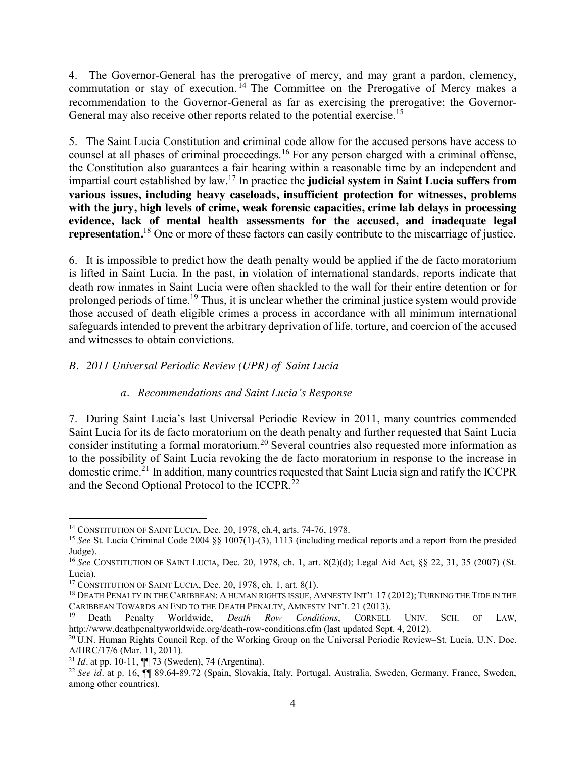4. The Governor-General has the prerogative of mercy, and may grant a pardon, clemency, commutation or stay of execution.[14] The Committee on the Prerogative of Mercy makes a recommendation to the Governor-General as far as exercising the prerogative; the Governor-General may also receive other reports related to the potential exercise.[15]

5. The Saint Lucia Constitution and criminal code allow for the accused persons have access to counsel at all phases of criminal proceedings.[16] For any person charged with a criminal offense, the Constitution also guarantees a fair hearing within a reasonable time by an independent and impartial court established by law.[17] In practice the **judicial system in Saint Lucia suffers from various issues, including heavy caseloads, insufficient protection for witnesses, problems with the jury, high levels of crime, weak forensic capacities, crime lab delays in processing evidence, lack of mental health assessments for the accused, and inadequate legal representation.**[18] One or more of these factors can easily contribute to the miscarriage of justice.

6. It is impossible to predict how the death penalty would be applied if the de facto moratorium is lifted in Saint Lucia. In the past, in violation of international standards, reports indicate that death row inmates in Saint Lucia were often shackled to the wall for their entire detention or for prolonged periods of time.[19] Thus, it is unclear whether the criminal justice system would provide those accused of death eligible crimes a process in accordance with all minimum international safeguards intended to prevent the arbitrary deprivation of life, torture, and coercion of the accused and witnesses to obtain convictions.

### *B. 2011 Universal Periodic Review (UPR) of Saint Lucia*

#### *a. Recommendations and Saint Lucia's Response*

7. During Saint Lucia's last Universal Periodic Review in 2011, many countries commended Saint Lucia for its de facto moratorium on the death penalty and further requested that Saint Lucia consider instituting a formal moratorium.[20] Several countries also requested more information as to the possibility of Saint Lucia revoking the de facto moratorium in response to the increase in domestic crime.[21] In addition, many countries requested that Saint Lucia sign and ratify the ICCPR and the Second Optional Protocol to the ICCPR.[22]

---

[14] CONSTITUTION OF SAINT LUCIA, Dec. 20, 1978, ch.4, arts. 74-76, 1978.

[15] *See* St. Lucia Criminal Code 2004 §§ 1007(1)-(3), 1113 (including medical reports and a report from the presided Judge).

[16] *See* CONSTITUTION OF SAINT LUCIA, Dec. 20, 1978, ch. 1, art. 8(2)(d); Legal Aid Act, §§ 22, 31, 35 (2007) (St. Lucia).

[17] CONSTITUTION OF SAINT LUCIA, Dec. 20, 1978, ch. 1, art. 8(1).

[18] DEATH PENALTY IN THE CARIBBEAN: A HUMAN RIGHTS ISSUE, AMNESTY INT'L 17 (2012); TURNING THE TIDE IN THE CARIBBEAN TOWARDS AN END TO THE DEATH PENALTY, AMNESTY INT'L 21 (2013).

[19] Death Penalty Worldwide, *Death Row Conditions*, CORNELL UNIV. SCH. OF LAW, http://www.deathpenaltyworldwide.org/death-row-conditions.cfm (last updated Sept. 4, 2012).

[20] U.N. Human Rights Council Rep. of the Working Group on the Universal Periodic Review–St. Lucia, U.N. Doc. A/HRC/17/6 (Mar. 11, 2011).

[21] *Id*. at pp. 10-11, ¶¶ 73 (Sweden), 74 (Argentina).

[22] *See id*. at p. 16, ¶¶ 89.64-89.72 (Spain, Slovakia, Italy, Portugal, Australia, Sweden, Germany, France, Sweden, among other countries).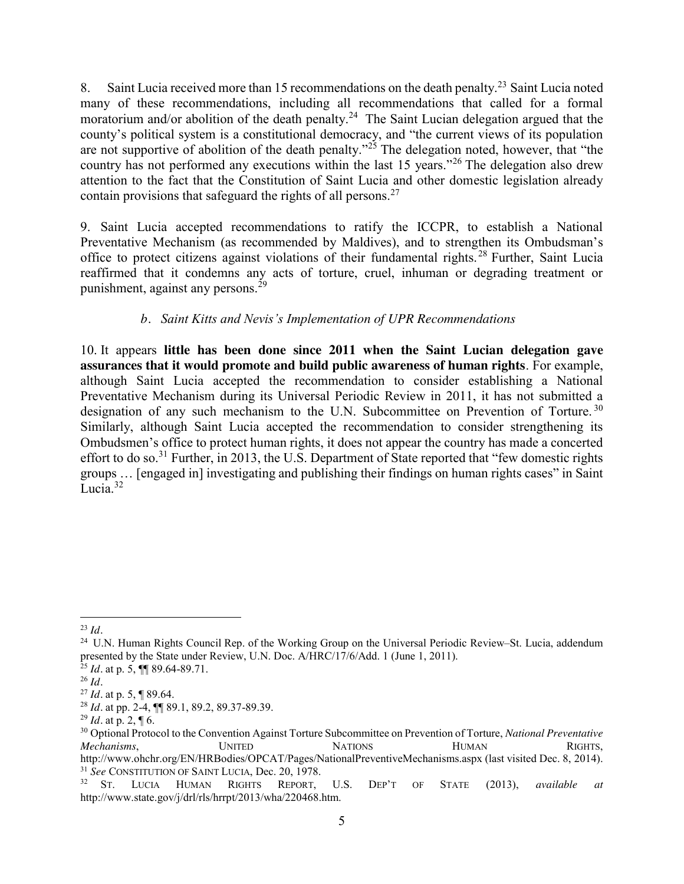8. Saint Lucia received more than 15 recommendations on the death penalty.[23] Saint Lucia noted many of these recommendations, including all recommendations that called for a formal moratorium and/or abolition of the death penalty.[24] The Saint Lucian delegation argued that the county's political system is a constitutional democracy, and "the current views of its population are not supportive of abolition of the death penalty."[25] The delegation noted, however, that "the country has not performed any executions within the last 15 years."[26] The delegation also drew attention to the fact that the Constitution of Saint Lucia and other domestic legislation already contain provisions that safeguard the rights of all persons.[27]

9. Saint Lucia accepted recommendations to ratify the ICCPR, to establish a National Preventative Mechanism (as recommended by Maldives), and to strengthen its Ombudsman's office to protect citizens against violations of their fundamental rights.[28] Further, Saint Lucia reaffirmed that it condemns any acts of torture, cruel, inhuman or degrading treatment or punishment, against any persons.[29]

### *b. Saint Kitts and Nevis's Implementation of UPR Recommendations*

10. It appears **little has been done since 2011 when the Saint Lucian delegation gave assurances that it would promote and build public awareness of human rights**. For example, although Saint Lucia accepted the recommendation to consider establishing a National Preventative Mechanism during its Universal Periodic Review in 2011, it has not submitted a designation of any such mechanism to the U.N. Subcommittee on Prevention of Torture.[30] Similarly, although Saint Lucia accepted the recommendation to consider strengthening its Ombudsmen's office to protect human rights, it does not appear the country has made a concerted effort to do so.[31] Further, in 2013, the U.S. Department of State reported that "few domestic rights groups … [engaged in] investigating and publishing their findings on human rights cases" in Saint Lucia.[32]

---

[23] *Id*.

[24] U.N. Human Rights Council Rep. of the Working Group on the Universal Periodic Review–St. Lucia, addendum presented by the State under Review, U.N. Doc. A/HRC/17/6/Add. 1 (June 1, 2011).

[25] *Id*. at p. 5, ¶¶ 89.64-89.71.

[26] *Id*.

[27] *Id*. at p. 5, ¶ 89.64.

[28] *Id*. at pp. 2-4, ¶¶ 89.1, 89.2, 89.37-89.39.

[29] *Id*. at p. 2, ¶ 6.

[30] Optional Protocol to the Convention Against Torture Subcommittee on Prevention of Torture, *National Preventative Mechanisms*, UNITED NATIONS HUMAN RIGHTS, http://www.ohchr.org/EN/HRBodies/OPCAT/Pages/NationalPreventiveMechanisms.aspx (last visited Dec. 8, 2014).

[31] *See* CONSTITUTION OF SAINT LUCIA, Dec. 20, 1978.

[32] ST. LUCIA HUMAN RIGHTS REPORT, U.S. DEP'T OF STATE (2013), *available at* http://www.state.gov/j/drl/rls/hrrpt/2013/wha/220468.htm.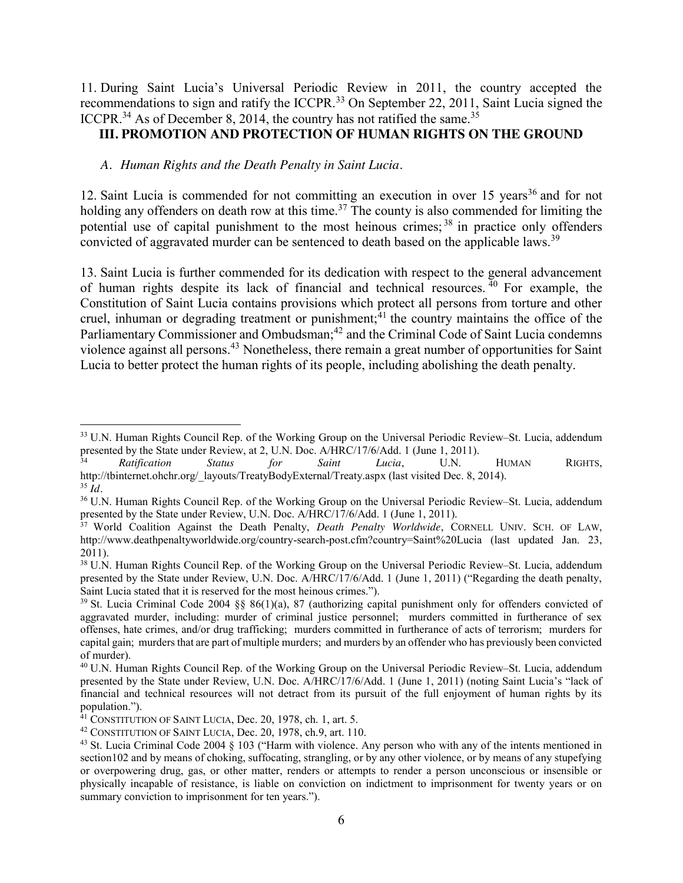11. During Saint Lucia's Universal Periodic Review in 2011, the country accepted the recommendations to sign and ratify the ICCPR.[33] On September 22, 2011, Saint Lucia signed the ICCPR.[34] As of December 8, 2014, the country has not ratified the same.[35]

## III. PROMOTION AND PROTECTION OF HUMAN RIGHTS ON THE GROUND

### *A. Human Rights and the Death Penalty in Saint Lucia.*

12. Saint Lucia is commended for not committing an execution in over 15 years[36] and for not holding any offenders on death row at this time.[37] The county is also commended for limiting the potential use of capital punishment to the most heinous crimes;[38] in practice only offenders convicted of aggravated murder can be sentenced to death based on the applicable laws.[39]

13. Saint Lucia is further commended for its dedication with respect to the general advancement of human rights despite its lack of financial and technical resources.[40] For example, the Constitution of Saint Lucia contains provisions which protect all persons from torture and other cruel, inhuman or degrading treatment or punishment;[41] the country maintains the office of the Parliamentary Commissioner and Ombudsman;[42] and the Criminal Code of Saint Lucia condemns violence against all persons.[43] Nonetheless, there remain a great number of opportunities for Saint Lucia to better protect the human rights of its people, including abolishing the death penalty.

---

[33] U.N. Human Rights Council Rep. of the Working Group on the Universal Periodic Review–St. Lucia, addendum presented by the State under Review, at 2, U.N. Doc. A/HRC/17/6/Add. 1 (June 1, 2011).

[34] *Ratification Status for Saint Lucia*, U.N. HUMAN RIGHTS, http://tbinternet.ohchr.org/_layouts/TreatyBodyExternal/Treaty.aspx (last visited Dec. 8, 2014).

[35] *Id*.

[36] U.N. Human Rights Council Rep. of the Working Group on the Universal Periodic Review–St. Lucia, addendum presented by the State under Review, U.N. Doc. A/HRC/17/6/Add. 1 (June 1, 2011).

[37] World Coalition Against the Death Penalty, *Death Penalty Worldwide*, CORNELL UNIV. SCH. OF LAW, http://www.deathpenaltyworldwide.org/country-search-post.cfm?country=Saint%20Lucia (last updated Jan. 23, 2011).

[38] U.N. Human Rights Council Rep. of the Working Group on the Universal Periodic Review–St. Lucia, addendum presented by the State under Review, U.N. Doc. A/HRC/17/6/Add. 1 (June 1, 2011) ("Regarding the death penalty, Saint Lucia stated that it is reserved for the most heinous crimes.").

[39] St. Lucia Criminal Code 2004 §§ 86(1)(a), 87 (authorizing capital punishment only for offenders convicted of aggravated murder, including: murder of criminal justice personnel; murders committed in furtherance of sex offenses, hate crimes, and/or drug trafficking; murders committed in furtherance of acts of terrorism; murders for capital gain; murders that are part of multiple murders; and murders by an offender who has previously been convicted of murder).

[40] U.N. Human Rights Council Rep. of the Working Group on the Universal Periodic Review–St. Lucia, addendum presented by the State under Review, U.N. Doc. A/HRC/17/6/Add. 1 (June 1, 2011) (noting Saint Lucia's "lack of financial and technical resources will not detract from its pursuit of the full enjoyment of human rights by its population.").

[41] CONSTITUTION OF SAINT LUCIA, Dec. 20, 1978, ch. 1, art. 5.

[42] CONSTITUTION OF SAINT LUCIA, Dec. 20, 1978, ch.9, art. 110.

[43] St. Lucia Criminal Code 2004 § 103 ("Harm with violence. Any person who with any of the intents mentioned in section102 and by means of choking, suffocating, strangling, or by any other violence, or by means of any stupefying or overpowering drug, gas, or other matter, renders or attempts to render a person unconscious or insensible or physically incapable of resistance, is liable on conviction on indictment to imprisonment for twenty years or on summary conviction to imprisonment for ten years.").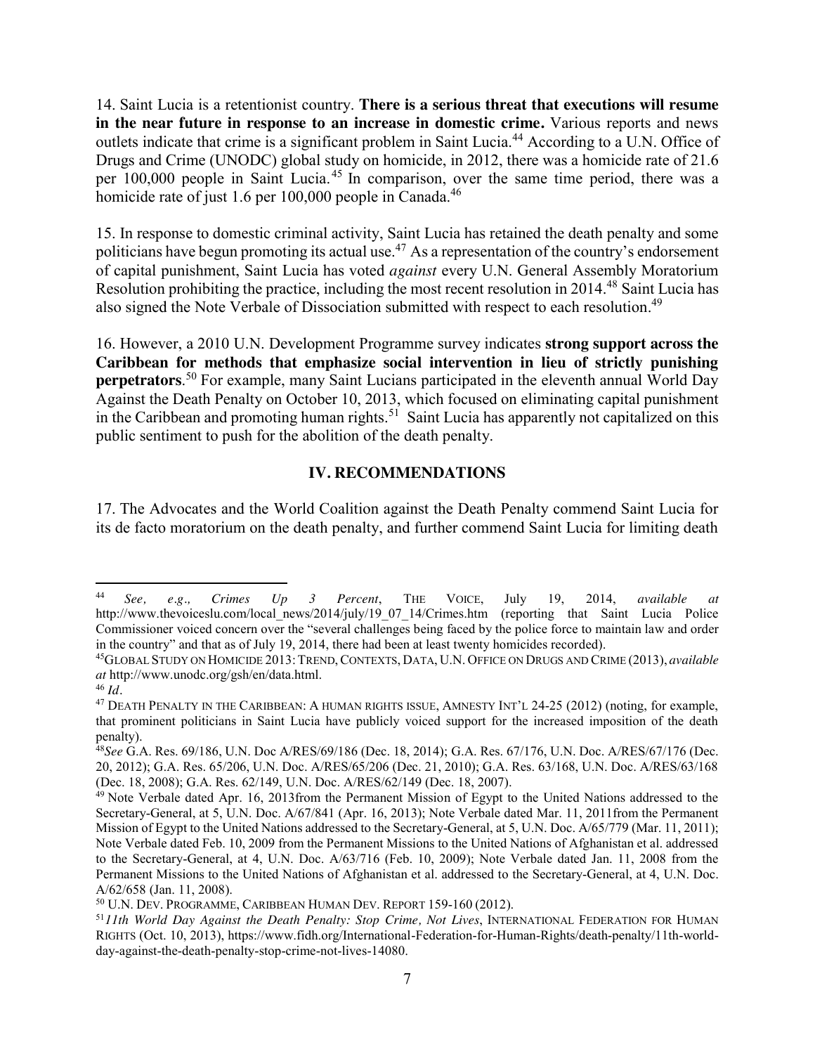14. Saint Lucia is a retentionist country. **There is a serious threat that executions will resume in the near future in response to an increase in domestic crime.** Various reports and news outlets indicate that crime is a significant problem in Saint Lucia.[44] According to a U.N. Office of Drugs and Crime (UNODC) global study on homicide, in 2012, there was a homicide rate of 21.6 per 100,000 people in Saint Lucia.[45] In comparison, over the same time period, there was a homicide rate of just 1.6 per 100,000 people in Canada.[46]

15. In response to domestic criminal activity, Saint Lucia has retained the death penalty and some politicians have begun promoting its actual use.[47] As a representation of the country's endorsement of capital punishment, Saint Lucia has voted *against* every U.N. General Assembly Moratorium Resolution prohibiting the practice, including the most recent resolution in 2014.[48] Saint Lucia has also signed the Note Verbale of Dissociation submitted with respect to each resolution.[49]

16. However, a 2010 U.N. Development Programme survey indicates **strong support across the Caribbean for methods that emphasize social intervention in lieu of strictly punishing perpetrators**.[50] For example, many Saint Lucians participated in the eleventh annual World Day Against the Death Penalty on October 10, 2013, which focused on eliminating capital punishment in the Caribbean and promoting human rights.[51] Saint Lucia has apparently not capitalized on this public sentiment to push for the abolition of the death penalty.

## IV. RECOMMENDATIONS

17. The Advocates and the World Coalition against the Death Penalty commend Saint Lucia for its de facto moratorium on the death penalty, and further commend Saint Lucia for limiting death

---

[44] *See, e.g., Crimes Up 3 Percent*, THE VOICE, July 19, 2014, *available at* http://www.thevoiceslu.com/local_news/2014/july/19_07_14/Crimes.htm (reporting that Saint Lucia Police Commissioner voiced concern over the "several challenges being faced by the police force to maintain law and order in the country" and that as of July 19, 2014, there had been at least twenty homicides recorded).

[45] GLOBAL STUDY ON HOMICIDE 2013: TREND, CONTEXTS, DATA, U.N. OFFICE ON DRUGS AND CRIME (2013), *available at* http://www.unodc.org/gsh/en/data.html.

[46] *Id*.

[47] DEATH PENALTY IN THE CARIBBEAN: A HUMAN RIGHTS ISSUE, AMNESTY INT'L 24-25 (2012) (noting, for example, that prominent politicians in Saint Lucia have publicly voiced support for the increased imposition of the death penalty).

[48] *See* G.A. Res. 69/186, U.N. Doc A/RES/69/186 (Dec. 18, 2014); G.A. Res. 67/176, U.N. Doc. A/RES/67/176 (Dec. 20, 2012); G.A. Res. 65/206, U.N. Doc. A/RES/65/206 (Dec. 21, 2010); G.A. Res. 63/168, U.N. Doc. A/RES/63/168 (Dec. 18, 2008); G.A. Res. 62/149, U.N. Doc. A/RES/62/149 (Dec. 18, 2007).

[49] Note Verbale dated Apr. 16, 2013from the Permanent Mission of Egypt to the United Nations addressed to the Secretary-General, at 5, U.N. Doc. A/67/841 (Apr. 16, 2013); Note Verbale dated Mar. 11, 2011from the Permanent Mission of Egypt to the United Nations addressed to the Secretary-General, at 5, U.N. Doc. A/65/779 (Mar. 11, 2011); Note Verbale dated Feb. 10, 2009 from the Permanent Missions to the United Nations of Afghanistan et al. addressed to the Secretary-General, at 4, U.N. Doc. A/63/716 (Feb. 10, 2009); Note Verbale dated Jan. 11, 2008 from the Permanent Missions to the United Nations of Afghanistan et al. addressed to the Secretary-General, at 4, U.N. Doc. A/62/658 (Jan. 11, 2008).

[50] U.N. DEV. PROGRAMME, CARIBBEAN HUMAN DEV. REPORT 159-160 (2012).

[51] *11th World Day Against the Death Penalty: Stop Crime, Not Lives*, INTERNATIONAL FEDERATION FOR HUMAN RIGHTS (Oct. 10, 2013), https://www.fidh.org/International-Federation-for-Human-Rights/death-penalty/11th-world-day-against-the-death-penalty-stop-crime-not-lives-14080.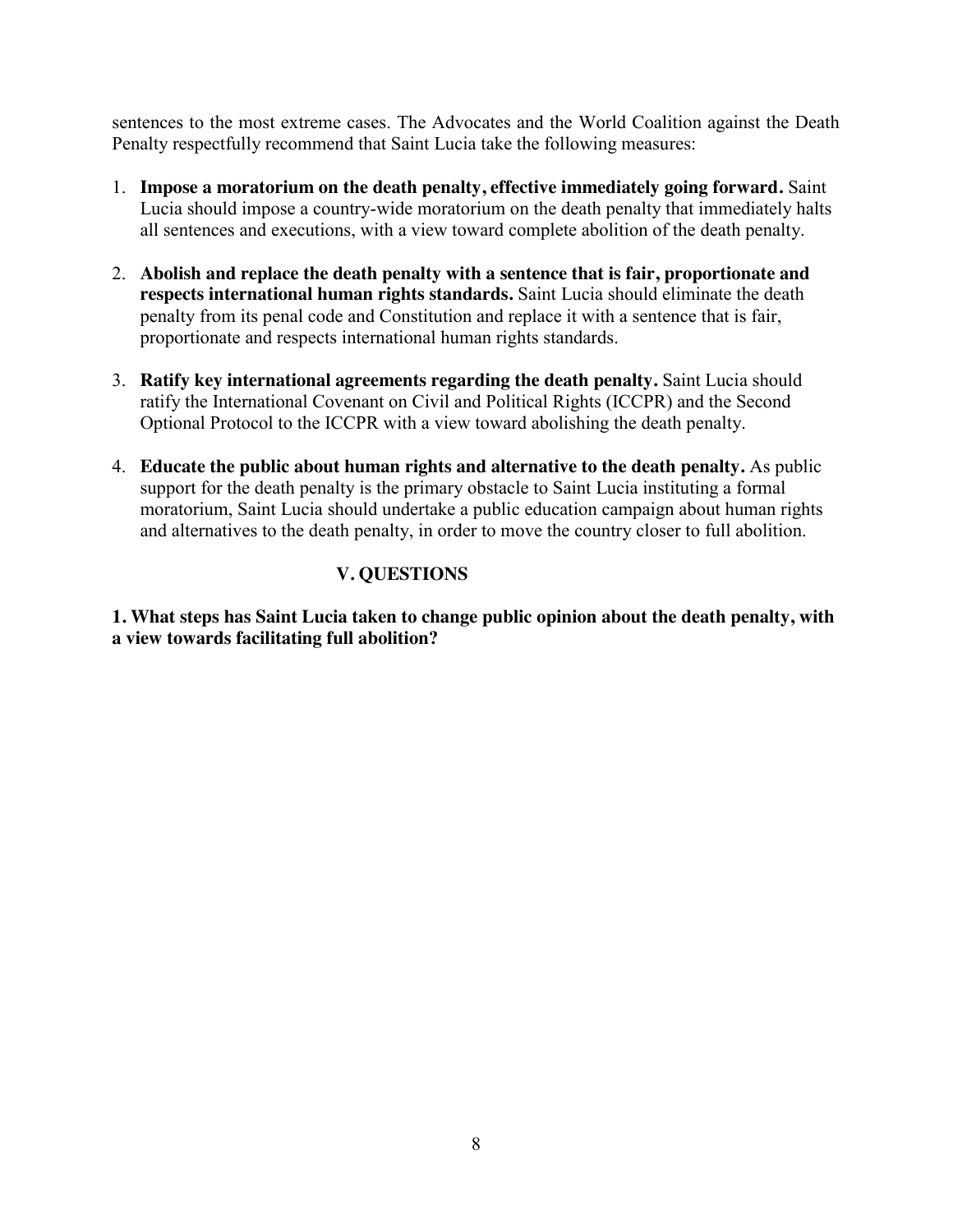sentences to the most extreme cases. The Advocates and the World Coalition against the Death Penalty respectfully recommend that Saint Lucia take the following measures:

1. **Impose a moratorium on the death penalty, effective immediately going forward.** Saint Lucia should impose a country-wide moratorium on the death penalty that immediately halts all sentences and executions, with a view toward complete abolition of the death penalty.

2. **Abolish and replace the death penalty with a sentence that is fair, proportionate and respects international human rights standards.** Saint Lucia should eliminate the death penalty from its penal code and Constitution and replace it with a sentence that is fair, proportionate and respects international human rights standards.

3. **Ratify key international agreements regarding the death penalty.** Saint Lucia should ratify the International Covenant on Civil and Political Rights (ICCPR) and the Second Optional Protocol to the ICCPR with a view toward abolishing the death penalty.

4. **Educate the public about human rights and alternative to the death penalty.** As public support for the death penalty is the primary obstacle to Saint Lucia instituting a formal moratorium, Saint Lucia should undertake a public education campaign about human rights and alternatives to the death penalty, in order to move the country closer to full abolition.

## V. QUESTIONS

**1. What steps has Saint Lucia taken to change public opinion about the death penalty, with a view towards facilitating full abolition?**